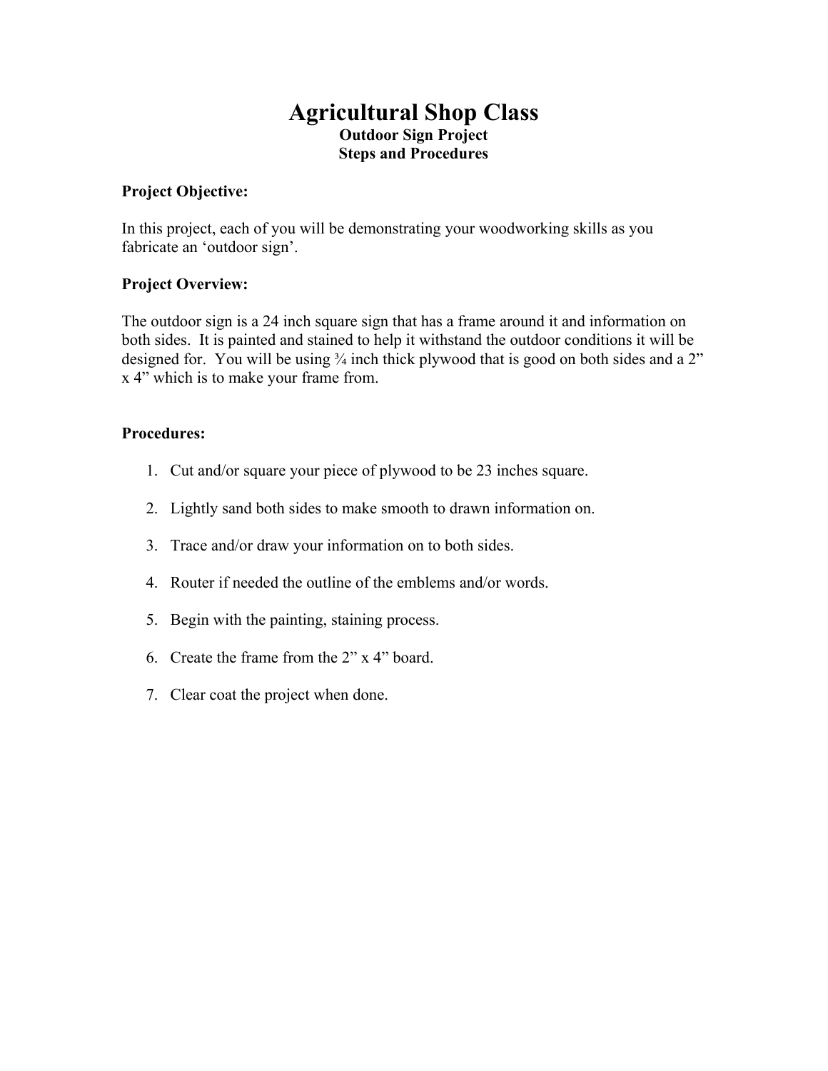# Agricultural Shop Class

**Outdoor Sign Project**
**Steps and Procedures**

**Project Objective:**

In this project, each of you will be demonstrating your woodworking skills as you fabricate an 'outdoor sign'.

**Project Overview:**

The outdoor sign is a 24 inch square sign that has a frame around it and information on both sides. It is painted and stained to help it withstand the outdoor conditions it will be designed for. You will be using ¾ inch thick plywood that is good on both sides and a 2" x 4" which is to make your frame from.

**Procedures:**

1. Cut and/or square your piece of plywood to be 23 inches square.
2. Lightly sand both sides to make smooth to drawn information on.
3. Trace and/or draw your information on to both sides.
4. Router if needed the outline of the emblems and/or words.
5. Begin with the painting, staining process.
6. Create the frame from the 2" x 4" board.
7. Clear coat the project when done.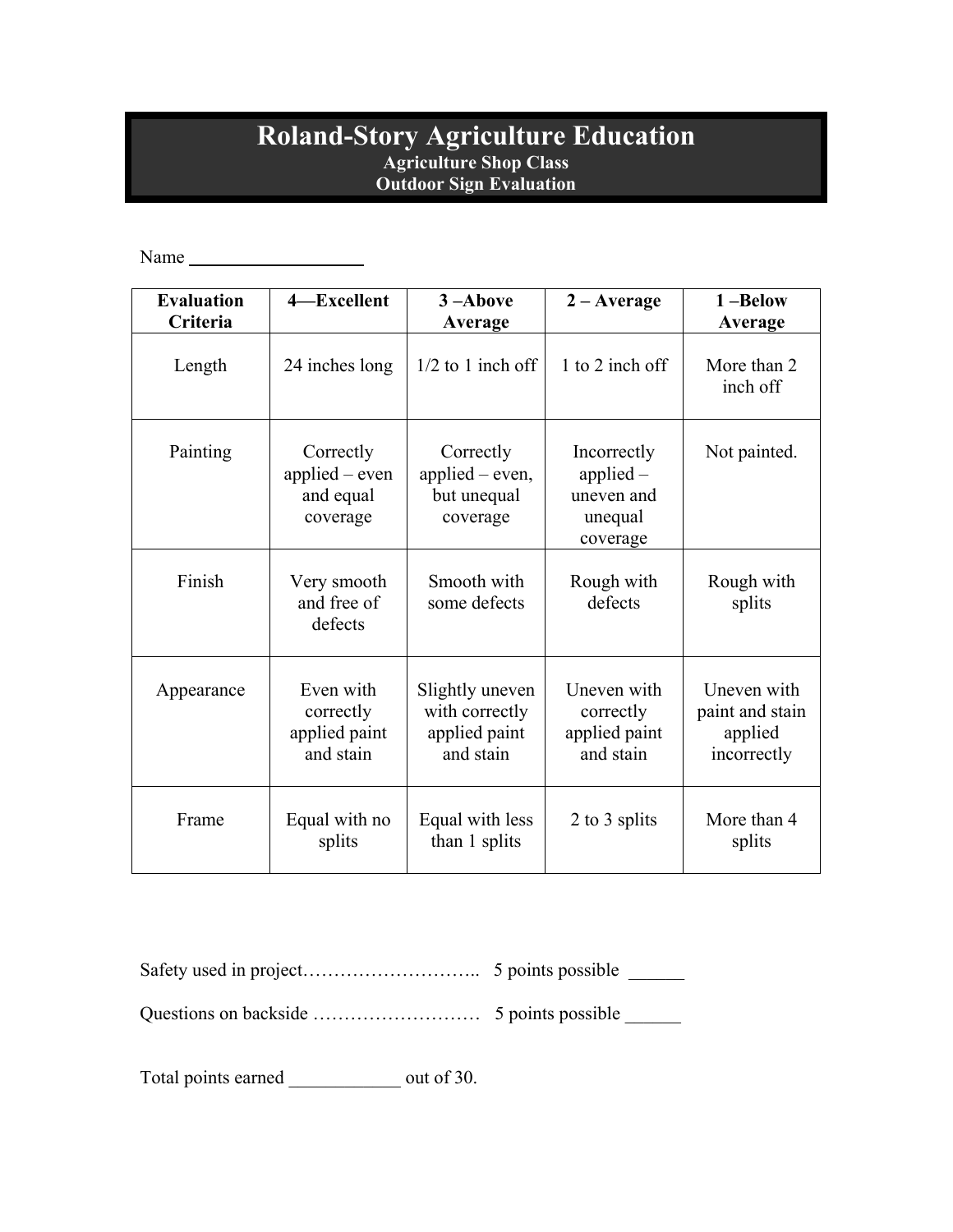# Roland-Story Agriculture Education

### Agriculture Shop Class

### Outdoor Sign Evaluation

Name ____________________

| Evaluation Criteria | 4—Excellent | 3 –Above Average | 2 – Average | 1 –Below Average |
|---|---|---|---|---|
| Length | 24 inches long | 1/2 to 1 inch off | 1 to 2 inch off | More than 2 inch off |
| Painting | Correctly applied – even and equal coverage | Correctly applied – even, but unequal coverage | Incorrectly applied – uneven and unequal coverage | Not painted. |
| Finish | Very smooth and free of defects | Smooth with some defects | Rough with defects | Rough with splits |
| Appearance | Even with correctly applied paint and stain | Slightly uneven with correctly applied paint and stain | Uneven with correctly applied paint and stain | Uneven with paint and stain applied incorrectly |
| Frame | Equal with no splits | Equal with less than 1 splits | 2 to 3 splits | More than 4 splits |

Safety used in project……………………….. 5 points possible ______

Questions on backside ……………………… 5 points possible ______

Total points earned ____________ out of 30.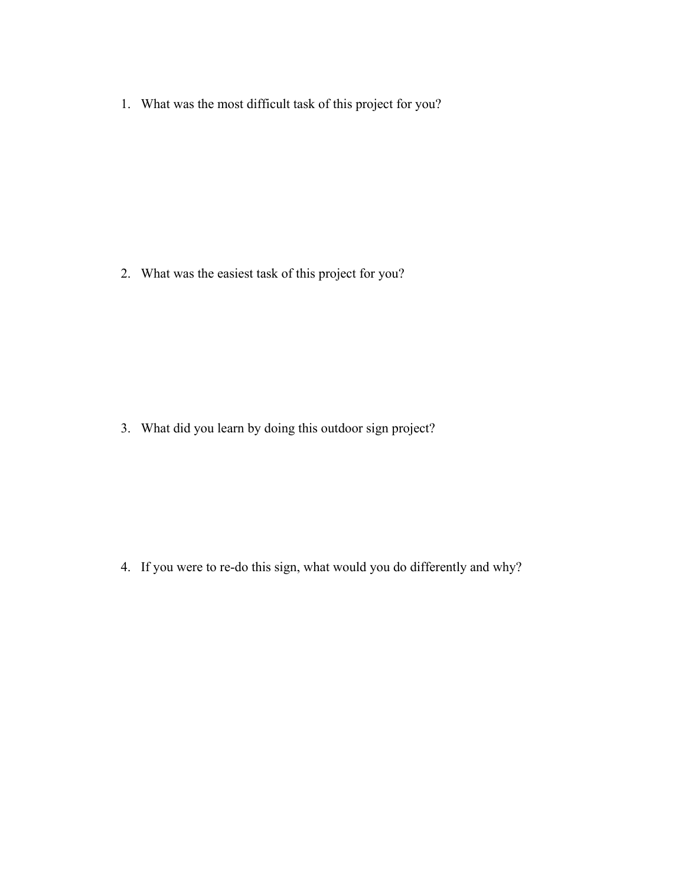1. What was the most difficult task of this project for you?

2. What was the easiest task of this project for you?

3. What did you learn by doing this outdoor sign project?

4. If you were to re-do this sign, what would you do differently and why?